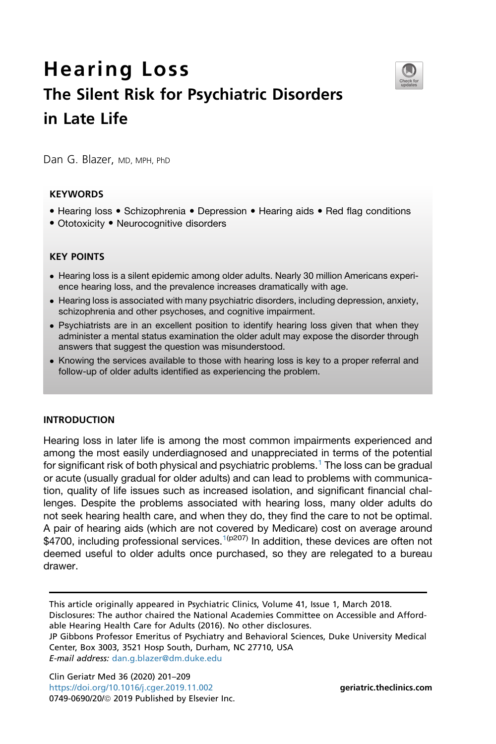# Hearing Loss

## The Silent Risk for Psychiatric Disorders in Late Life

Dan G. Blazer, MD, MPH, PhD

### KEYWORDS

- Hearing loss • Schizophrenia • Depression • Hearing aids • Red flag conditions
- Ototoxicity • Neurocognitive disorders

### KEY POINTS

- Hearing loss is a silent epidemic among older adults. Nearly 30 million Americans experience hearing loss, and the prevalence increases dramatically with age.
- Hearing loss is associated with many psychiatric disorders, including depression, anxiety, schizophrenia and other psychoses, and cognitive impairment.
- Psychiatrists are in an excellent position to identify hearing loss given that when they administer a mental status examination the older adult may expose the disorder through answers that suggest the question was misunderstood.
- Knowing the services available to those with hearing loss is key to a proper referral and follow-up of older adults identified as experiencing the problem.

## INTRODUCTION

Hearing loss in later life is among the most common impairments experienced and among the most easily underdiagnosed and unappreciated in terms of the potential for significant risk of both physical and psychiatric problems.[1] The loss can be gradual or acute (usually gradual for older adults) and can lead to problems with communication, quality of life issues such as increased isolation, and significant financial challenges. Despite the problems associated with hearing loss, many older adults do not seek hearing health care, and when they do, they find the care to not be optimal. A pair of hearing aids (which are not covered by Medicare) cost on average around $4700, including professional services.[1(p207)] In addition, these devices are often not deemed useful to older adults once purchased, so they are relegated to a bureau drawer.

---

This article originally appeared in Psychiatric Clinics, Volume 41, Issue 1, March 2018.

Disclosures: The author chaired the National Academies Committee on Accessible and Affordable Hearing Health Care for Adults (2016). No other disclosures.

JP Gibbons Professor Emeritus of Psychiatry and Behavioral Sciences, Duke University Medical Center, Box 3003, 3521 Hosp South, Durham, NC 27710, USA

*E-mail address:* dan.g.blazer@dm.duke.edu

Clin Geriatr Med 36 (2020) 201–209
https://doi.org/10.1016/j.cger.2019.11.002
0749-0690/20/© 2019 Published by Elsevier Inc.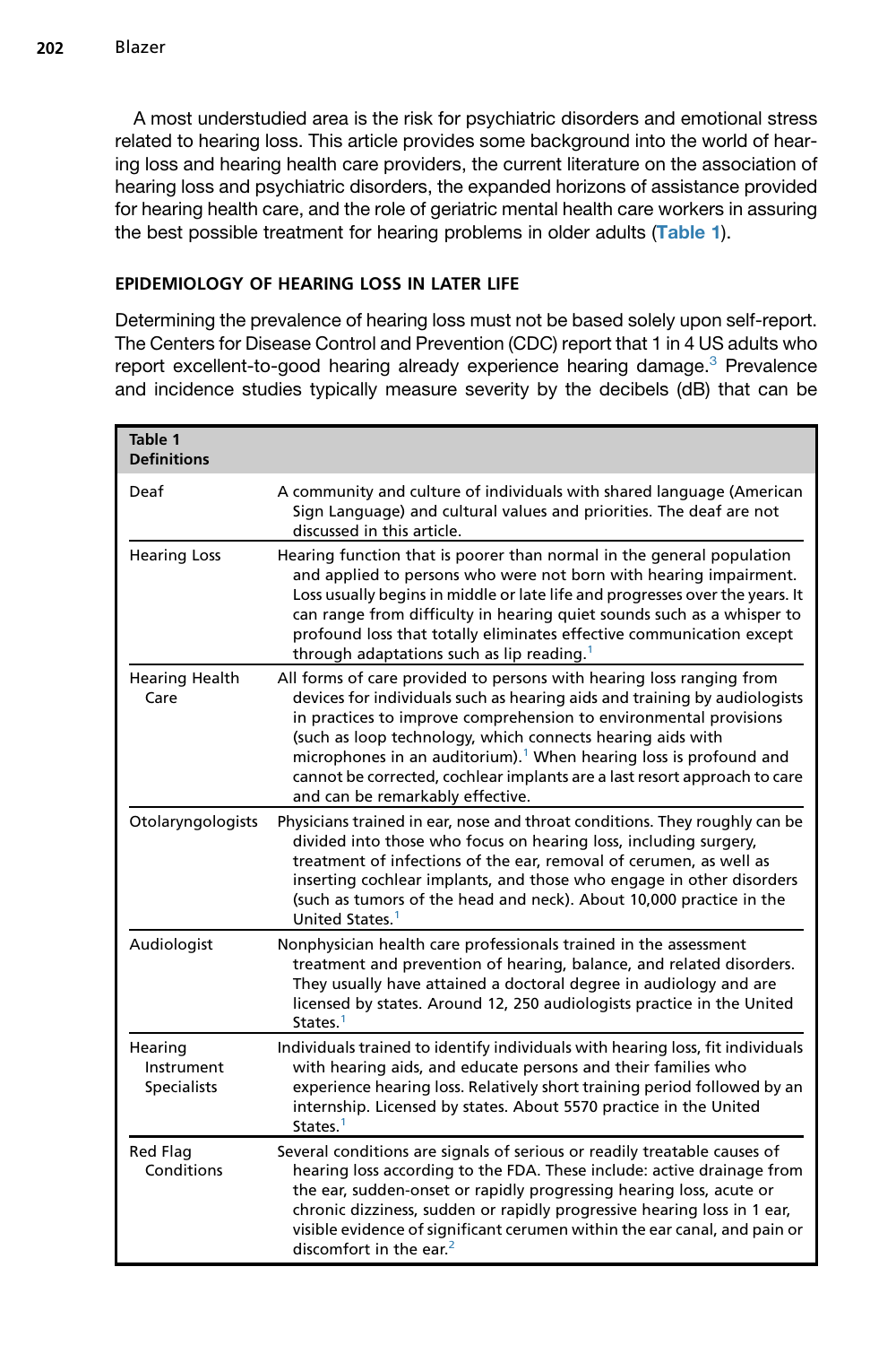A most understudied area is the risk for psychiatric disorders and emotional stress related to hearing loss. This article provides some background into the world of hearing loss and hearing health care providers, the current literature on the association of hearing loss and psychiatric disorders, the expanded horizons of assistance provided for hearing health care, and the role of geriatric mental health care workers in assuring the best possible treatment for hearing problems in older adults (**Table 1**).

## EPIDEMIOLOGY OF HEARING LOSS IN LATER LIFE

Determining the prevalence of hearing loss must not be based solely upon self-report. The Centers for Disease Control and Prevention (CDC) report that 1 in 4 US adults who report excellent-to-good hearing already experience hearing damage.[3] Prevalence and incidence studies typically measure severity by the decibels (dB) that can be

| Table 1 Definitions | |
|---|---|
| Deaf | A community and culture of individuals with shared language (American Sign Language) and cultural values and priorities. The deaf are not discussed in this article. |
| Hearing Loss | Hearing function that is poorer than normal in the general population and applied to persons who were not born with hearing impairment. Loss usually begins in middle or late life and progresses over the years. It can range from difficulty in hearing quiet sounds such as a whisper to profound loss that totally eliminates effective communication except through adaptations such as lip reading.[1] |
| Hearing Health Care | All forms of care provided to persons with hearing loss ranging from devices for individuals such as hearing aids and training by audiologists in practices to improve comprehension to environmental provisions (such as loop technology, which connects hearing aids with microphones in an auditorium).[1] When hearing loss is profound and cannot be corrected, cochlear implants are a last resort approach to care and can be remarkably effective. |
| Otolaryngologists | Physicians trained in ear, nose and throat conditions. They roughly can be divided into those who focus on hearing loss, including surgery, treatment of infections of the ear, removal of cerumen, as well as inserting cochlear implants, and those who engage in other disorders (such as tumors of the head and neck). About 10,000 practice in the United States.[1] |
| Audiologist | Nonphysician health care professionals trained in the assessment treatment and prevention of hearing, balance, and related disorders. They usually have attained a doctoral degree in audiology and are licensed by states. Around 12, 250 audiologists practice in the United States.[1] |
| Hearing Instrument Specialists | Individuals trained to identify individuals with hearing loss, fit individuals with hearing aids, and educate persons and their families who experience hearing loss. Relatively short training period followed by an internship. Licensed by states. About 5570 practice in the United States.[1] |
| Red Flag Conditions | Several conditions are signals of serious or readily treatable causes of hearing loss according to the FDA. These include: active drainage from the ear, sudden-onset or rapidly progressing hearing loss, acute or chronic dizziness, sudden or rapidly progressive hearing loss in 1 ear, visible evidence of significant cerumen within the ear canal, and pain or discomfort in the ear.[2] |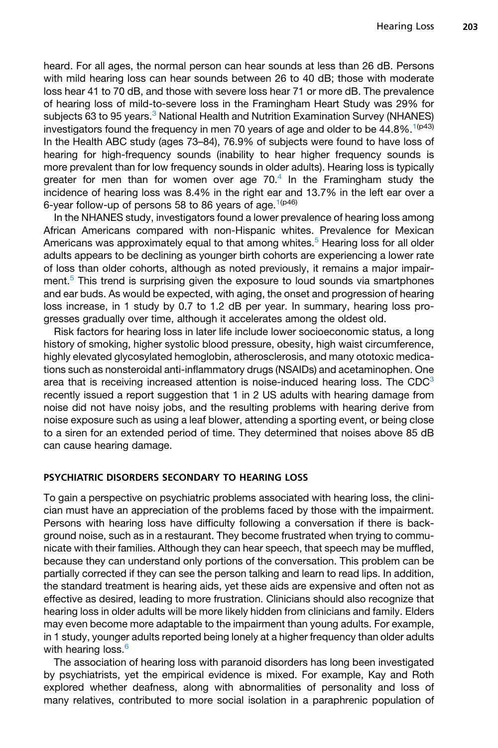heard. For all ages, the normal person can hear sounds at less than 26 dB. Persons with mild hearing loss can hear sounds between 26 to 40 dB; those with moderate loss hear 41 to 70 dB, and those with severe loss hear 71 or more dB. The prevalence of hearing loss of mild-to-severe loss in the Framingham Heart Study was 29% for subjects 63 to 95 years.[3] National Health and Nutrition Examination Survey (NHANES) investigators found the frequency in men 70 years of age and older to be 44.8%.[1(p43)] In the Health ABC study (ages 73–84), 76.9% of subjects were found to have loss of hearing for high-frequency sounds (inability to hear higher frequency sounds is more prevalent than for low frequency sounds in older adults). Hearing loss is typically greater for men than for women over age 70.[4] In the Framingham study the incidence of hearing loss was 8.4% in the right ear and 13.7% in the left ear over a 6-year follow-up of persons 58 to 86 years of age.[1(p46)]

In the NHANES study, investigators found a lower prevalence of hearing loss among African Americans compared with non-Hispanic whites. Prevalence for Mexican Americans was approximately equal to that among whites.[5] Hearing loss for all older adults appears to be declining as younger birth cohorts are experiencing a lower rate of loss than older cohorts, although as noted previously, it remains a major impairment.[5] This trend is surprising given the exposure to loud sounds via smartphones and ear buds. As would be expected, with aging, the onset and progression of hearing loss increase, in 1 study by 0.7 to 1.2 dB per year. In summary, hearing loss progresses gradually over time, although it accelerates among the oldest old.

Risk factors for hearing loss in later life include lower socioeconomic status, a long history of smoking, higher systolic blood pressure, obesity, high waist circumference, highly elevated glycosylated hemoglobin, atherosclerosis, and many ototoxic medications such as nonsteroidal anti-inflammatory drugs (NSAIDs) and acetaminophen. One area that is receiving increased attention is noise-induced hearing loss. The CDC[3] recently issued a report suggesting that 1 in 2 US adults with hearing damage from noise did not have noisy jobs, and the resulting problems with hearing derive from noise exposure such as using a leaf blower, attending a sporting event, or being close to a siren for an extended period of time. They determined that noises above 85 dB can cause hearing damage.

## PSYCHIATRIC DISORDERS SECONDARY TO HEARING LOSS

To gain a perspective on psychiatric problems associated with hearing loss, the clinician must have an appreciation of the problems faced by those with the impairment. Persons with hearing loss have difficulty following a conversation if there is background noise, such as in a restaurant. They become frustrated when trying to communicate with their families. Although they can hear speech, that speech may be muffled, because they can understand only portions of the conversation. This problem can be partially corrected if they can see the person talking and learn to read lips. In addition, the standard treatment is hearing aids, yet these aids are expensive and often not as effective as desired, leading to more frustration. Clinicians should also recognize that hearing loss in older adults will be more likely hidden from clinicians and family. Elders may even become more adaptable to the impairment than young adults. For example, in 1 study, younger adults reported being lonely at a higher frequency than older adults with hearing loss.[6]

The association of hearing loss with paranoid disorders has long been investigated by psychiatrists, yet the empirical evidence is mixed. For example, Kay and Roth explored whether deafness, along with abnormalities of personality and loss of many relatives, contributed to more social isolation in a paraphrenic population of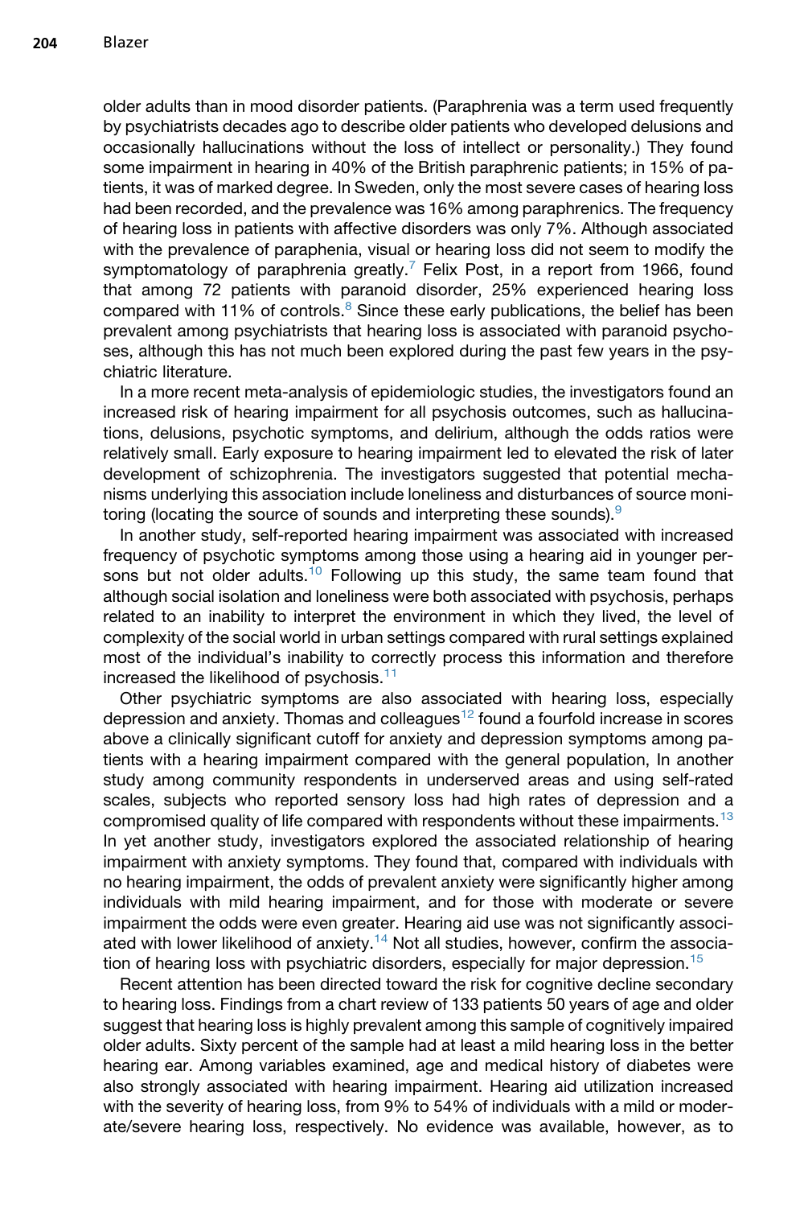older adults than in mood disorder patients. (Paraphrenia was a term used frequently by psychiatrists decades ago to describe older patients who developed delusions and occasionally hallucinations without the loss of intellect or personality.) They found some impairment in hearing in 40% of the British paraphrenic patients; in 15% of patients, it was of marked degree. In Sweden, only the most severe cases of hearing loss had been recorded, and the prevalence was 16% among paraphrenics. The frequency of hearing loss in patients with affective disorders was only 7%. Although associated with the prevalence of paraphenia, visual or hearing loss did not seem to modify the symptomatology of paraphrenia greatly.[7] Felix Post, in a report from 1966, found that among 72 patients with paranoid disorder, 25% experienced hearing loss compared with 11% of controls.[8] Since these early publications, the belief has been prevalent among psychiatrists that hearing loss is associated with paranoid psychoses, although this has not much been explored during the past few years in the psychiatric literature.

In a more recent meta-analysis of epidemiologic studies, the investigators found an increased risk of hearing impairment for all psychosis outcomes, such as hallucinations, delusions, psychotic symptoms, and delirium, although the odds ratios were relatively small. Early exposure to hearing impairment led to elevated the risk of later development of schizophrenia. The investigators suggested that potential mechanisms underlying this association include loneliness and disturbances of source monitoring (locating the source of sounds and interpreting these sounds).[9]

In another study, self-reported hearing impairment was associated with increased frequency of psychotic symptoms among those using a hearing aid in younger persons but not older adults.[10] Following up this study, the same team found that although social isolation and loneliness were both associated with psychosis, perhaps related to an inability to interpret the environment in which they lived, the level of complexity of the social world in urban settings compared with rural settings explained most of the individual's inability to correctly process this information and therefore increased the likelihood of psychosis.[11]

Other psychiatric symptoms are also associated with hearing loss, especially depression and anxiety. Thomas and colleagues[12] found a fourfold increase in scores above a clinically significant cutoff for anxiety and depression symptoms among patients with a hearing impairment compared with the general population, In another study among community respondents in underserved areas and using self-rated scales, subjects who reported sensory loss had high rates of depression and a compromised quality of life compared with respondents without these impairments.[13] In yet another study, investigators explored the associated relationship of hearing impairment with anxiety symptoms. They found that, compared with individuals with no hearing impairment, the odds of prevalent anxiety were significantly higher among individuals with mild hearing impairment, and for those with moderate or severe impairment the odds were even greater. Hearing aid use was not significantly associated with lower likelihood of anxiety.[14] Not all studies, however, confirm the association of hearing loss with psychiatric disorders, especially for major depression.[15]

Recent attention has been directed toward the risk for cognitive decline secondary to hearing loss. Findings from a chart review of 133 patients 50 years of age and older suggest that hearing loss is highly prevalent among this sample of cognitively impaired older adults. Sixty percent of the sample had at least a mild hearing loss in the better hearing ear. Among variables examined, age and medical history of diabetes were also strongly associated with hearing impairment. Hearing aid utilization increased with the severity of hearing loss, from 9% to 54% of individuals with a mild or moderate/severe hearing loss, respectively. No evidence was available, however, as to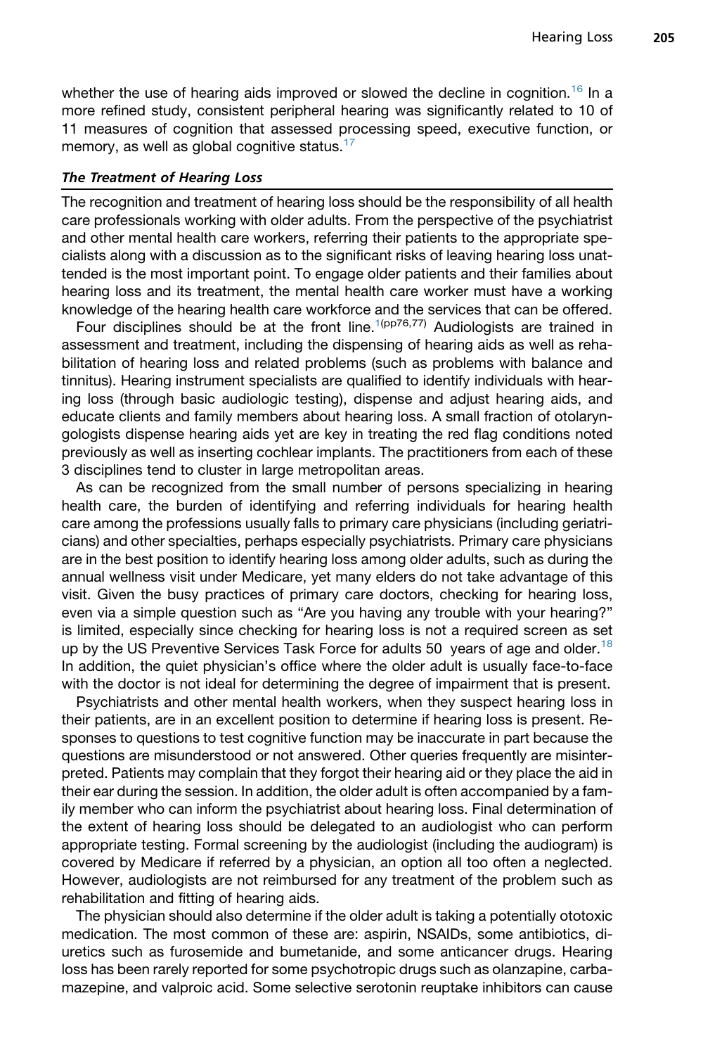whether the use of hearing aids improved or slowed the decline in cognition.[16] In a more refined study, consistent peripheral hearing was significantly related to 10 of 11 measures of cognition that assessed processing speed, executive function, or memory, as well as global cognitive status.[17]

### *The Treatment of Hearing Loss*

The recognition and treatment of hearing loss should be the responsibility of all health care professionals working with older adults. From the perspective of the psychiatrist and other mental health care workers, referring their patients to the appropriate specialists along with a discussion as to the significant risks of leaving hearing loss unattended is the most important point. To engage older patients and their families about hearing loss and its treatment, the mental health care worker must have a working knowledge of the hearing health care workforce and the services that can be offered.

Four disciplines should be at the front line.[1(pp76,77)] Audiologists are trained in assessment and treatment, including the dispensing of hearing aids as well as rehabilitation of hearing loss and related problems (such as problems with balance and tinnitus). Hearing instrument specialists are qualified to identify individuals with hearing loss (through basic audiologic testing), dispense and adjust hearing aids, and educate clients and family members about hearing loss. A small fraction of otolaryngologists dispense hearing aids yet are key in treating the red flag conditions noted previously as well as inserting cochlear implants. The practitioners from each of these 3 disciplines tend to cluster in large metropolitan areas.

As can be recognized from the small number of persons specializing in hearing health care, the burden of identifying and referring individuals for hearing health care among the professions usually falls to primary care physicians (including geriatricians) and other specialties, perhaps especially psychiatrists. Primary care physicians are in the best position to identify hearing loss among older adults, such as during the annual wellness visit under Medicare, yet many elders do not take advantage of this visit. Given the busy practices of primary care doctors, checking for hearing loss, even via a simple question such as "Are you having any trouble with your hearing?" is limited, especially since checking for hearing loss is not a required screen as set up by the US Preventive Services Task Force for adults 50 years of age and older.[18] In addition, the quiet physician's office where the older adult is usually face-to-face with the doctor is not ideal for determining the degree of impairment that is present.

Psychiatrists and other mental health workers, when they suspect hearing loss in their patients, are in an excellent position to determine if hearing loss is present. Responses to questions to test cognitive function may be inaccurate in part because the questions are misunderstood or not answered. Other queries frequently are misinterpreted. Patients may complain that they forgot their hearing aid or they place the aid in their ear during the session. In addition, the older adult is often accompanied by a family member who can inform the psychiatrist about hearing loss. Final determination of the extent of hearing loss should be delegated to an audiologist who can perform appropriate testing. Formal screening by the audiologist (including the audiogram) is covered by Medicare if referred by a physician, an option all too often a neglected. However, audiologists are not reimbursed for any treatment of the problem such as rehabilitation and fitting of hearing aids.

The physician should also determine if the older adult is taking a potentially ototoxic medication. The most common of these are: aspirin, NSAIDs, some antibiotics, diuretics such as furosemide and bumetanide, and some anticancer drugs. Hearing loss has been rarely reported for some psychotropic drugs such as olanzapine, carbamazepine, and valproic acid. Some selective serotonin reuptake inhibitors can cause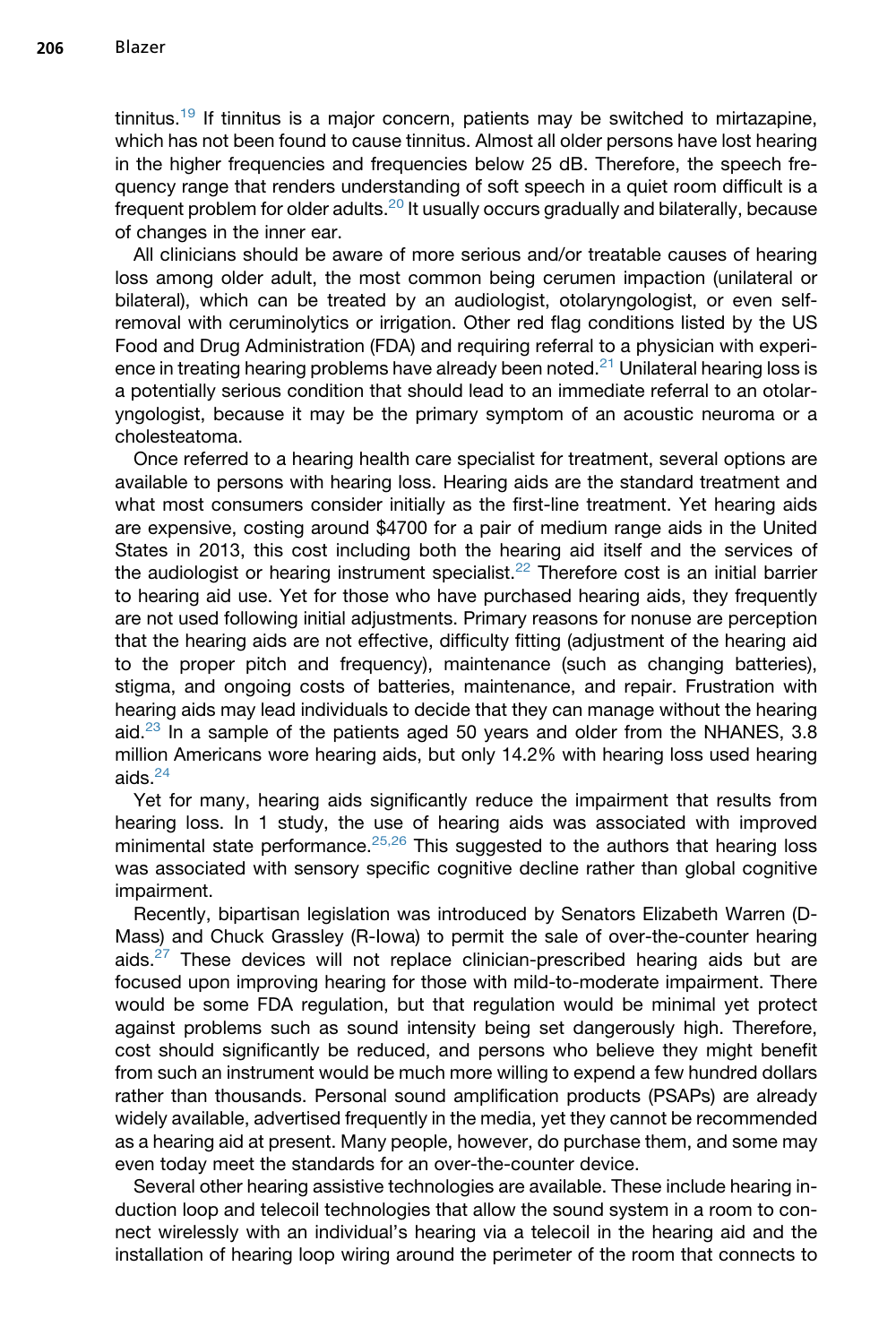tinnitus.[19] If tinnitus is a major concern, patients may be switched to mirtazapine, which has not been found to cause tinnitus. Almost all older persons have lost hearing in the higher frequencies and frequencies below 25 dB. Therefore, the speech frequency range that renders understanding of soft speech in a quiet room difficult is a frequent problem for older adults.[20] It usually occurs gradually and bilaterally, because of changes in the inner ear.

All clinicians should be aware of more serious and/or treatable causes of hearing loss among older adult, the most common being cerumen impaction (unilateral or bilateral), which can be treated by an audiologist, otolaryngologist, or even self-removal with ceruminolytics or irrigation. Other red flag conditions listed by the US Food and Drug Administration (FDA) and requiring referral to a physician with experience in treating hearing problems have already been noted.[21] Unilateral hearing loss is a potentially serious condition that should lead to an immediate referral to an otolaryngologist, because it may be the primary symptom of an acoustic neuroma or a cholesteatoma.

Once referred to a hearing health care specialist for treatment, several options are available to persons with hearing loss. Hearing aids are the standard treatment and what most consumers consider initially as the first-line treatment. Yet hearing aids are expensive, costing around $4700 for a pair of medium range aids in the United States in 2013, this cost including both the hearing aid itself and the services of the audiologist or hearing instrument specialist.[22] Therefore cost is an initial barrier to hearing aid use. Yet for those who have purchased hearing aids, they frequently are not used following initial adjustments. Primary reasons for nonuse are perception that the hearing aids are not effective, difficulty fitting (adjustment of the hearing aid to the proper pitch and frequency), maintenance (such as changing batteries), stigma, and ongoing costs of batteries, maintenance, and repair. Frustration with hearing aids may lead individuals to decide that they can manage without the hearing aid.[23] In a sample of the patients aged 50 years and older from the NHANES, 3.8 million Americans wore hearing aids, but only 14.2% with hearing loss used hearing aids.[24]

Yet for many, hearing aids significantly reduce the impairment that results from hearing loss. In 1 study, the use of hearing aids was associated with improved minimental state performance.[25,26] This suggested to the authors that hearing loss was associated with sensory specific cognitive decline rather than global cognitive impairment.

Recently, bipartisan legislation was introduced by Senators Elizabeth Warren (D-Mass) and Chuck Grassley (R-Iowa) to permit the sale of over-the-counter hearing aids.[27] These devices will not replace clinician-prescribed hearing aids but are focused upon improving hearing for those with mild-to-moderate impairment. There would be some FDA regulation, but that regulation would be minimal yet protect against problems such as sound intensity being set dangerously high. Therefore, cost should significantly be reduced, and persons who believe they might benefit from such an instrument would be much more willing to expend a few hundred dollars rather than thousands. Personal sound amplification products (PSAPs) are already widely available, advertised frequently in the media, yet they cannot be recommended as a hearing aid at present. Many people, however, do purchase them, and some may even today meet the standards for an over-the-counter device.

Several other hearing assistive technologies are available. These include hearing induction loop and telecoil technologies that allow the sound system in a room to connect wirelessly with an individual's hearing via a telecoil in the hearing aid and the installation of hearing loop wiring around the perimeter of the room that connects to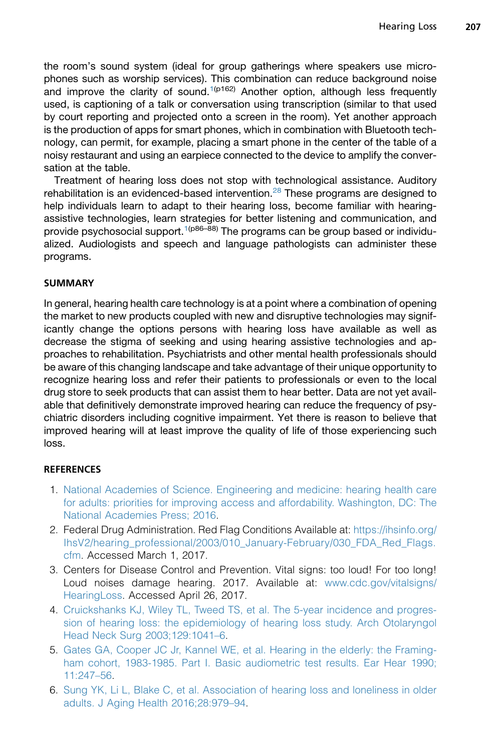the room's sound system (ideal for group gatherings where speakers use microphones such as worship services). This combination can reduce background noise and improve the clarity of sound.[1(p162)] Another option, although less frequently used, is captioning of a talk or conversation using transcription (similar to that used by court reporting and projected onto a screen in the room). Yet another approach is the production of apps for smart phones, which in combination with Bluetooth technology, can permit, for example, placing a smart phone in the center of the table of a noisy restaurant and using an earpiece connected to the device to amplify the conversation at the table.

Treatment of hearing loss does not stop with technological assistance. Auditory rehabilitation is an evidenced-based intervention.[28] These programs are designed to help individuals learn to adapt to their hearing loss, become familiar with hearing-assistive technologies, learn strategies for better listening and communication, and provide psychosocial support.[1(p86–88)] The programs can be group based or individualized. Audiologists and speech and language pathologists can administer these programs.

## SUMMARY

In general, hearing health care technology is at a point where a combination of opening the market to new products coupled with new and disruptive technologies may significantly change the options persons with hearing loss have available as well as decrease the stigma of seeking and using hearing assistive technologies and approaches to rehabilitation. Psychiatrists and other mental health professionals should be aware of this changing landscape and take advantage of their unique opportunity to recognize hearing loss and refer their patients to professionals or even to the local drug store to seek products that can assist them to hear better. Data are not yet available that definitively demonstrate improved hearing can reduce the frequency of psychiatric disorders including cognitive impairment. Yet there is reason to believe that improved hearing will at least improve the quality of life of those experiencing such loss.

## REFERENCES

1. National Academies of Science. Engineering and medicine: hearing health care for adults: priorities for improving access and affordability. Washington, DC: The National Academies Press; 2016.
2. Federal Drug Administration. Red Flag Conditions Available at: https://ihsinfo.org/IhsV2/hearing_professional/2003/010_January-February/030_FDA_Red_Flags.cfm. Accessed March 1, 2017.
3. Centers for Disease Control and Prevention. Vital signs: too loud! For too long! Loud noises damage hearing. 2017. Available at: www.cdc.gov/vitalsigns/HearingLoss. Accessed April 26, 2017.
4. Cruickshanks KJ, Wiley TL, Tweed TS, et al. The 5-year incidence and progression of hearing loss: the epidemiology of hearing loss study. Arch Otolaryngol Head Neck Surg 2003;129:1041–6.
5. Gates GA, Cooper JC Jr, Kannel WE, et al. Hearing in the elderly: the Framingham cohort, 1983-1985. Part I. Basic audiometric test results. Ear Hear 1990; 11:247–56.
6. Sung YK, Li L, Blake C, et al. Association of hearing loss and loneliness in older adults. J Aging Health 2016;28:979–94.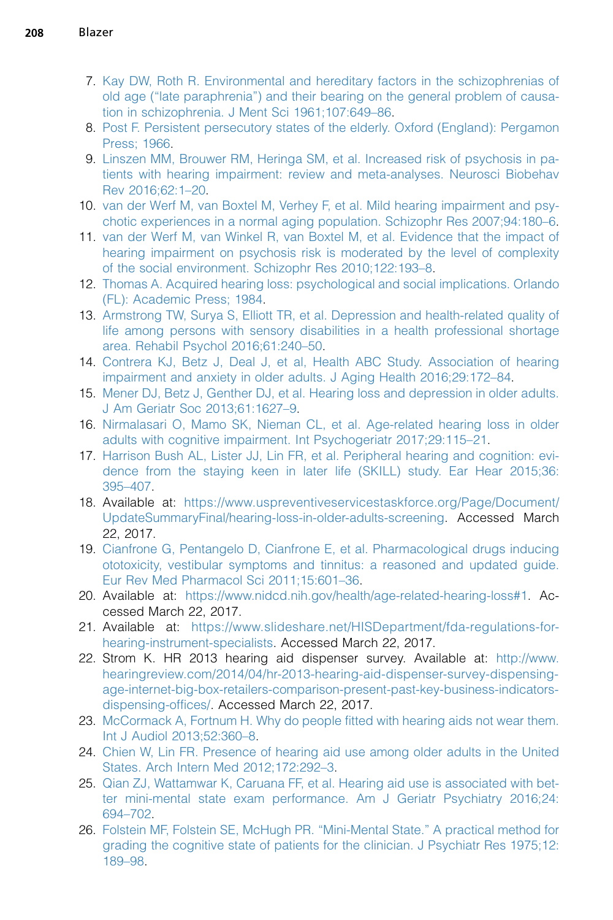7. Kay DW, Roth R. Environmental and hereditary factors in the schizophrenias of old age (“late paraphrenia”) and their bearing on the general problem of causation in schizophrenia. J Ment Sci 1961;107:649–86.
8. Post F. Persistent persecutory states of the elderly. Oxford (England): Pergamon Press; 1966.
9. Linszen MM, Brouwer RM, Heringa SM, et al. Increased risk of psychosis in patients with hearing impairment: review and meta-analyses. Neurosci Biobehav Rev 2016;62:1–20.
10. van der Werf M, van Boxtel M, Verhey F, et al. Mild hearing impairment and psychotic experiences in a normal aging population. Schizophr Res 2007;94:180–6.
11. van der Werf M, van Winkel R, van Boxtel M, et al. Evidence that the impact of hearing impairment on psychosis risk is moderated by the level of complexity of the social environment. Schizophr Res 2010;122:193–8.
12. Thomas A. Acquired hearing loss: psychological and social implications. Orlando (FL): Academic Press; 1984.
13. Armstrong TW, Surya S, Elliott TR, et al. Depression and health-related quality of life among persons with sensory disabilities in a health professional shortage area. Rehabil Psychol 2016;61:240–50.
14. Contrera KJ, Betz J, Deal J, et al, Health ABC Study. Association of hearing impairment and anxiety in older adults. J Aging Health 2016;29:172–84.
15. Mener DJ, Betz J, Genther DJ, et al. Hearing loss and depression in older adults. J Am Geriatr Soc 2013;61:1627–9.
16. Nirmalasari O, Mamo SK, Nieman CL, et al. Age-related hearing loss in older adults with cognitive impairment. Int Psychogeriatr 2017;29:115–21.
17. Harrison Bush AL, Lister JJ, Lin FR, et al. Peripheral hearing and cognition: evidence from the staying keen in later life (SKILL) study. Ear Hear 2015;36:395–407.
18. Available at: https://www.uspreventiveservicestaskforce.org/Page/Document/UpdateSummaryFinal/hearing-loss-in-older-adults-screening. Accessed March 22, 2017.
19. Cianfrone G, Pentangelo D, Cianfrone E, et al. Pharmacological drugs inducing ototoxicity, vestibular symptoms and tinnitus: a reasoned and updated guide. Eur Rev Med Pharmacol Sci 2011;15:601–36.
20. Available at: https://www.nidcd.nih.gov/health/age-related-hearing-loss#1. Accessed March 22, 2017.
21. Available at: https://www.slideshare.net/HISDepartment/fda-regulations-for-hearing-instrument-specialists. Accessed March 22, 2017.
22. Strom K. HR 2013 hearing aid dispenser survey. Available at: http://www.hearingreview.com/2014/04/hr-2013-hearing-aid-dispenser-survey-dispensing-age-internet-big-box-retailers-comparison-present-past-key-business-indicators-dispensing-offices/. Accessed March 22, 2017.
23. McCormack A, Fortnum H. Why do people fitted with hearing aids not wear them. Int J Audiol 2013;52:360–8.
24. Chien W, Lin FR. Presence of hearing aid use among older adults in the United States. Arch Intern Med 2012;172:292–3.
25. Qian ZJ, Wattamwar K, Caruana FF, et al. Hearing aid use is associated with better mini-mental state exam performance. Am J Geriatr Psychiatry 2016;24:694–702.
26. Folstein MF, Folstein SE, McHugh PR. “Mini-Mental State.” A practical method for grading the cognitive state of patients for the clinician. J Psychiatr Res 1975;12:189–98.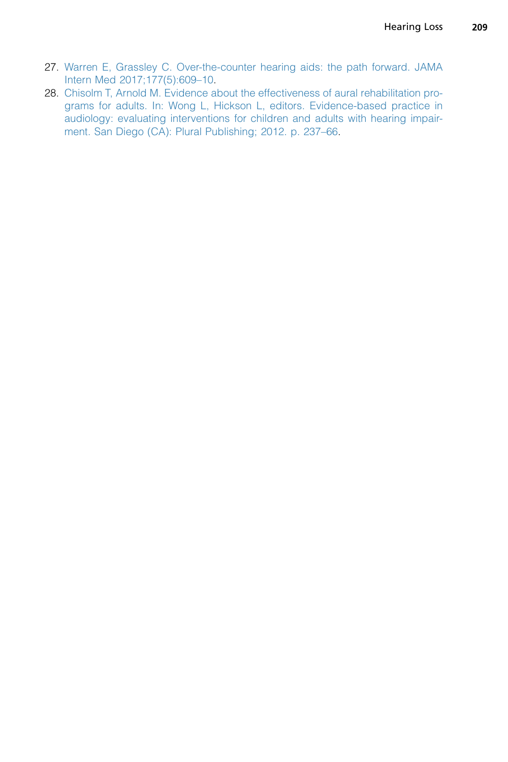27. Warren E, Grassley C. Over-the-counter hearing aids: the path forward. JAMA Intern Med 2017;177(5):609–10.
28. Chisolm T, Arnold M. Evidence about the effectiveness of aural rehabilitation programs for adults. In: Wong L, Hickson L, editors. Evidence-based practice in audiology: evaluating interventions for children and adults with hearing impairment. San Diego (CA): Plural Publishing; 2012. p. 237–66.